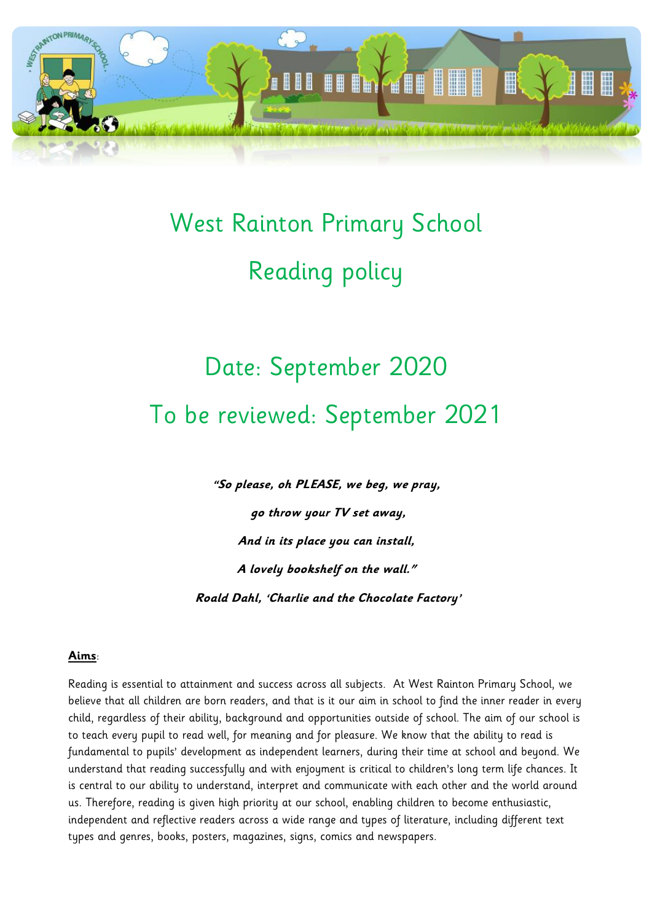# West Rainton Primary School

# Reading policy

## Date: September 2020

## To be reviewed: September 2021

***"So please, oh PLEASE, we beg, we pray,***

***go throw your TV set away,***

***And in its place you can install,***

***A lovely bookshelf on the wall."***

***Roald Dahl, 'Charlie and the Chocolate Factory'***

**Aims**:

Reading is essential to attainment and success across all subjects. At West Rainton Primary School, we believe that all children are born readers, and that is it our aim in school to find the inner reader in every child, regardless of their ability, background and opportunities outside of school. The aim of our school is to teach every pupil to read well, for meaning and for pleasure. We know that the ability to read is fundamental to pupils' development as independent learners, during their time at school and beyond. We understand that reading successfully and with enjoyment is critical to children's long term life chances. It is central to our ability to understand, interpret and communicate with each other and the world around us. Therefore, reading is given high priority at our school, enabling children to become enthusiastic, independent and reflective readers across a wide range and types of literature, including different text types and genres, books, posters, magazines, signs, comics and newspapers.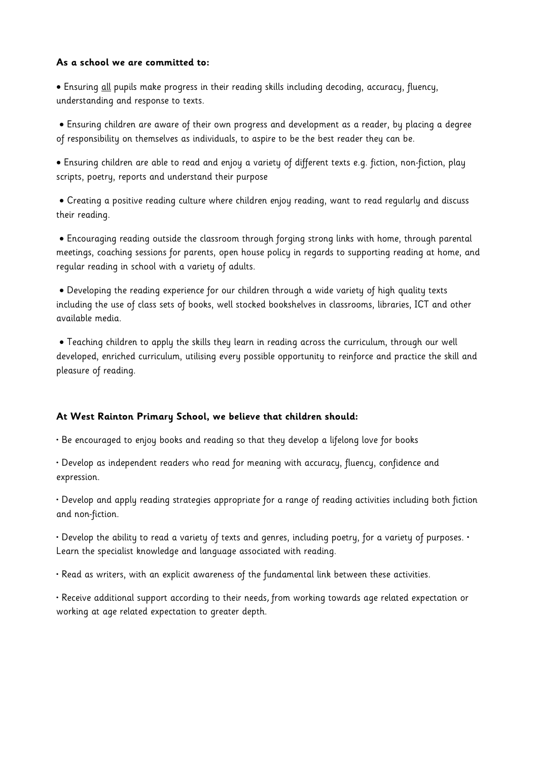**As a school we are committed to:**

- Ensuring <u>all</u> pupils make progress in their reading skills including decoding, accuracy, fluency, understanding and response to texts.
- Ensuring children are aware of their own progress and development as a reader, by placing a degree of responsibility on themselves as individuals, to aspire to be the best reader they can be.
- Ensuring children are able to read and enjoy a variety of different texts e.g. fiction, non-fiction, play scripts, poetry, reports and understand their purpose
- Creating a positive reading culture where children enjoy reading, want to read regularly and discuss their reading.
- Encouraging reading outside the classroom through forging strong links with home, through parental meetings, coaching sessions for parents, open house policy in regards to supporting reading at home, and regular reading in school with a variety of adults.
- Developing the reading experience for our children through a wide variety of high quality texts including the use of class sets of books, well stocked bookshelves in classrooms, libraries, ICT and other available media.
- Teaching children to apply the skills they learn in reading across the curriculum, through our well developed, enriched curriculum, utilising every possible opportunity to reinforce and practice the skill and pleasure of reading.

**At West Rainton Primary School, we believe that children should:**

- Be encouraged to enjoy books and reading so that they develop a lifelong love for books
- Develop as independent readers who read for meaning with accuracy, fluency, confidence and expression.
- Develop and apply reading strategies appropriate for a range of reading activities including both fiction and non-fiction.
- Develop the ability to read a variety of texts and genres, including poetry, for a variety of purposes.
- Learn the specialist knowledge and language associated with reading.
- Read as writers, with an explicit awareness of the fundamental link between these activities.
- Receive additional support according to their needs, from working towards age related expectation or working at age related expectation to greater depth.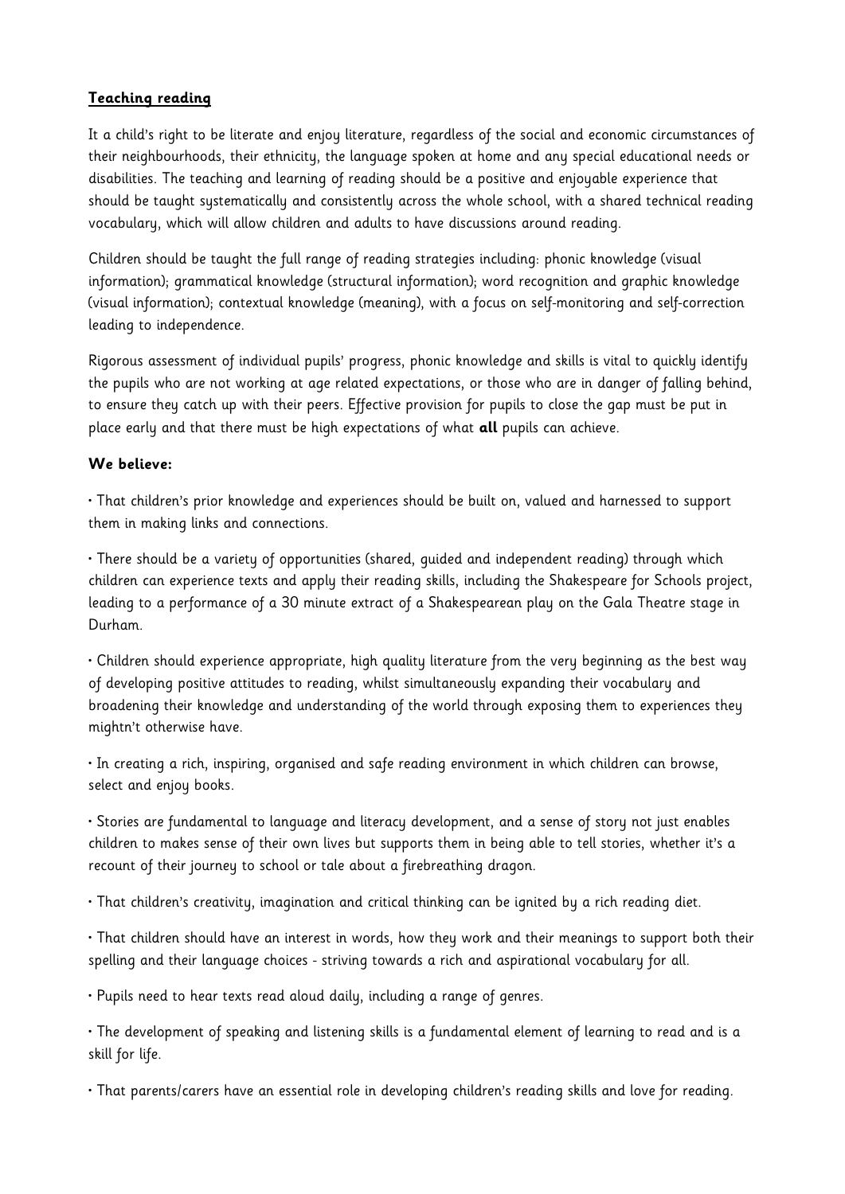## **Teaching reading**

It a child's right to be literate and enjoy literature, regardless of the social and economic circumstances of their neighbourhoods, their ethnicity, the language spoken at home and any special educational needs or disabilities. The teaching and learning of reading should be a positive and enjoyable experience that should be taught systematically and consistently across the whole school, with a shared technical reading vocabulary, which will allow children and adults to have discussions around reading.

Children should be taught the full range of reading strategies including: phonic knowledge (visual information); grammatical knowledge (structural information); word recognition and graphic knowledge (visual information); contextual knowledge (meaning), with a focus on self-monitoring and self-correction leading to independence.

Rigorous assessment of individual pupils' progress, phonic knowledge and skills is vital to quickly identify the pupils who are not working at age related expectations, or those who are in danger of falling behind, to ensure they catch up with their peers. Effective provision for pupils to close the gap must be put in place early and that there must be high expectations of what **all** pupils can achieve.

**We believe:**

• That children's prior knowledge and experiences should be built on, valued and harnessed to support them in making links and connections.

• There should be a variety of opportunities (shared, guided and independent reading) through which children can experience texts and apply their reading skills, including the Shakespeare for Schools project, leading to a performance of a 30 minute extract of a Shakespearean play on the Gala Theatre stage in Durham.

• Children should experience appropriate, high quality literature from the very beginning as the best way of developing positive attitudes to reading, whilst simultaneously expanding their vocabulary and broadening their knowledge and understanding of the world through exposing them to experiences they mightn't otherwise have.

• In creating a rich, inspiring, organised and safe reading environment in which children can browse, select and enjoy books.

• Stories are fundamental to language and literacy development, and a sense of story not just enables children to makes sense of their own lives but supports them in being able to tell stories, whether it's a recount of their journey to school or tale about a firebreathing dragon.

• That children's creativity, imagination and critical thinking can be ignited by a rich reading diet.

• That children should have an interest in words, how they work and their meanings to support both their spelling and their language choices - striving towards a rich and aspirational vocabulary for all.

• Pupils need to hear texts read aloud daily, including a range of genres.

• The development of speaking and listening skills is a fundamental element of learning to read and is a skill for life.

• That parents/carers have an essential role in developing children's reading skills and love for reading.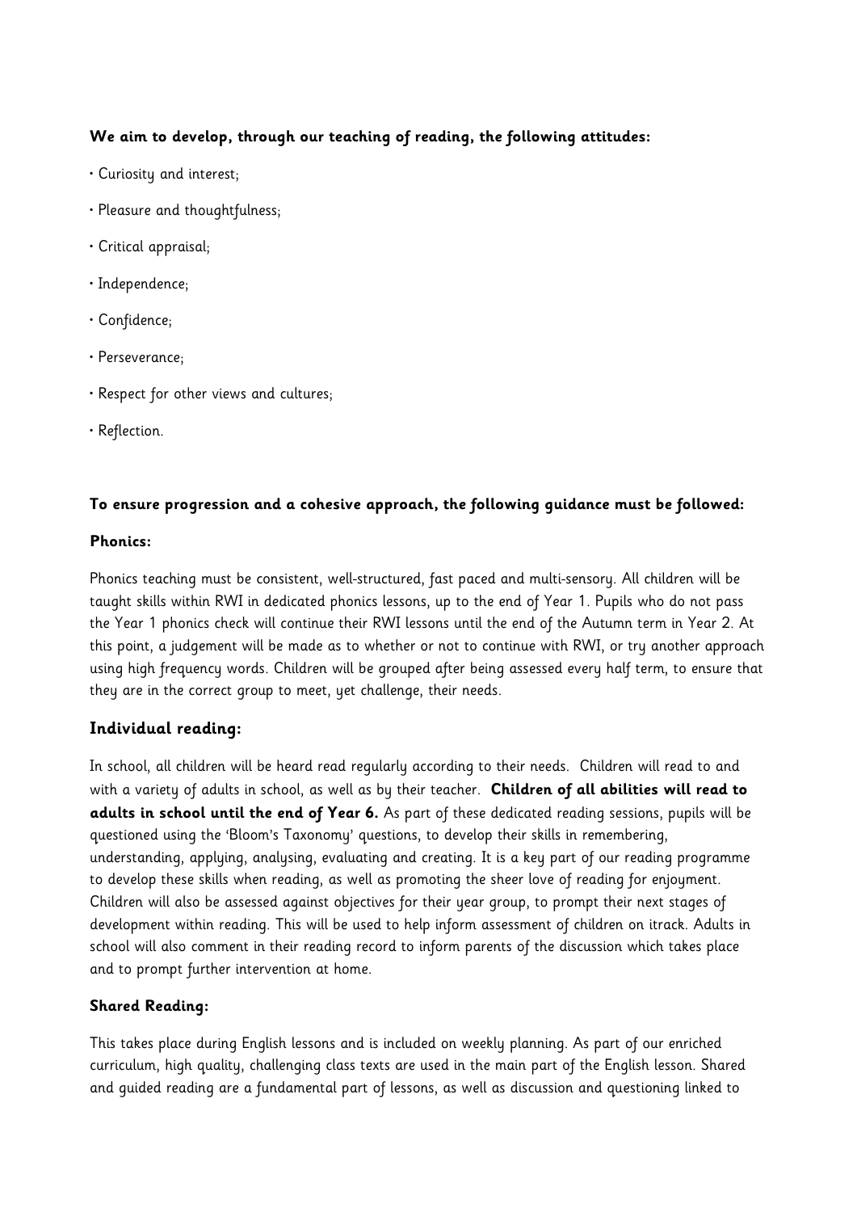**We aim to develop, through our teaching of reading, the following attitudes:**

- Curiosity and interest;
- Pleasure and thoughtfulness;
- Critical appraisal;
- Independence;
- Confidence;
- Perseverance;
- Respect for other views and cultures;
- Reflection.

**To ensure progression and a cohesive approach, the following guidance must be followed:**

**Phonics:**

Phonics teaching must be consistent, well-structured, fast paced and multi-sensory. All children will be taught skills within RWI in dedicated phonics lessons, up to the end of Year 1. Pupils who do not pass the Year 1 phonics check will continue their RWI lessons until the end of the Autumn term in Year 2. At this point, a judgement will be made as to whether or not to continue with RWI, or try another approach using high frequency words. Children will be grouped after being assessed every half term, to ensure that they are in the correct group to meet, yet challenge, their needs.

**Individual reading:**

In school, all children will be heard read regularly according to their needs. Children will read to and with a variety of adults in school, as well as by their teacher. **Children of all abilities will read to adults in school until the end of Year 6.** As part of these dedicated reading sessions, pupils will be questioned using the 'Bloom's Taxonomy' questions, to develop their skills in remembering, understanding, applying, analysing, evaluating and creating. It is a key part of our reading programme to develop these skills when reading, as well as promoting the sheer love of reading for enjoyment. Children will also be assessed against objectives for their year group, to prompt their next stages of development within reading. This will be used to help inform assessment of children on itrack. Adults in school will also comment in their reading record to inform parents of the discussion which takes place and to prompt further intervention at home.

**Shared Reading:**

This takes place during English lessons and is included on weekly planning. As part of our enriched curriculum, high quality, challenging class texts are used in the main part of the English lesson. Shared and guided reading are a fundamental part of lessons, as well as discussion and questioning linked to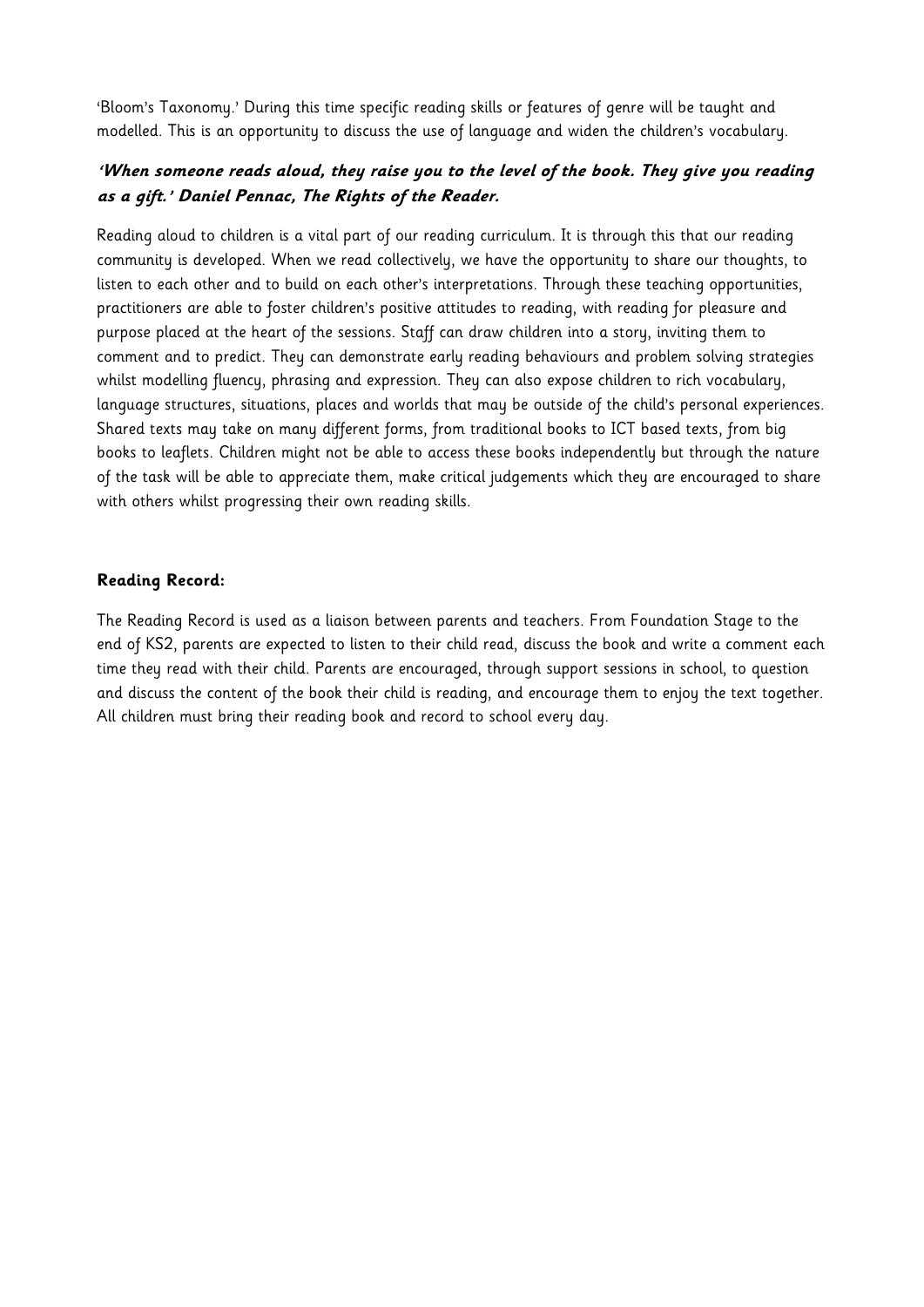'Bloom's Taxonomy.' During this time specific reading skills or features of genre will be taught and modelled. This is an opportunity to discuss the use of language and widen the children's vocabulary.

***'When someone reads aloud, they raise you to the level of the book. They give you reading as a gift.' Daniel Pennac, The Rights of the Reader.***

Reading aloud to children is a vital part of our reading curriculum. It is through this that our reading community is developed. When we read collectively, we have the opportunity to share our thoughts, to listen to each other and to build on each other's interpretations. Through these teaching opportunities, practitioners are able to foster children's positive attitudes to reading, with reading for pleasure and purpose placed at the heart of the sessions. Staff can draw children into a story, inviting them to comment and to predict. They can demonstrate early reading behaviours and problem solving strategies whilst modelling fluency, phrasing and expression. They can also expose children to rich vocabulary, language structures, situations, places and worlds that may be outside of the child's personal experiences. Shared texts may take on many different forms, from traditional books to ICT based texts, from big books to leaflets. Children might not be able to access these books independently but through the nature of the task will be able to appreciate them, make critical judgements which they are encouraged to share with others whilst progressing their own reading skills.

**Reading Record:**

The Reading Record is used as a liaison between parents and teachers. From Foundation Stage to the end of KS2, parents are expected to listen to their child read, discuss the book and write a comment each time they read with their child. Parents are encouraged, through support sessions in school, to question and discuss the content of the book their child is reading, and encourage them to enjoy the text together. All children must bring their reading book and record to school every day.